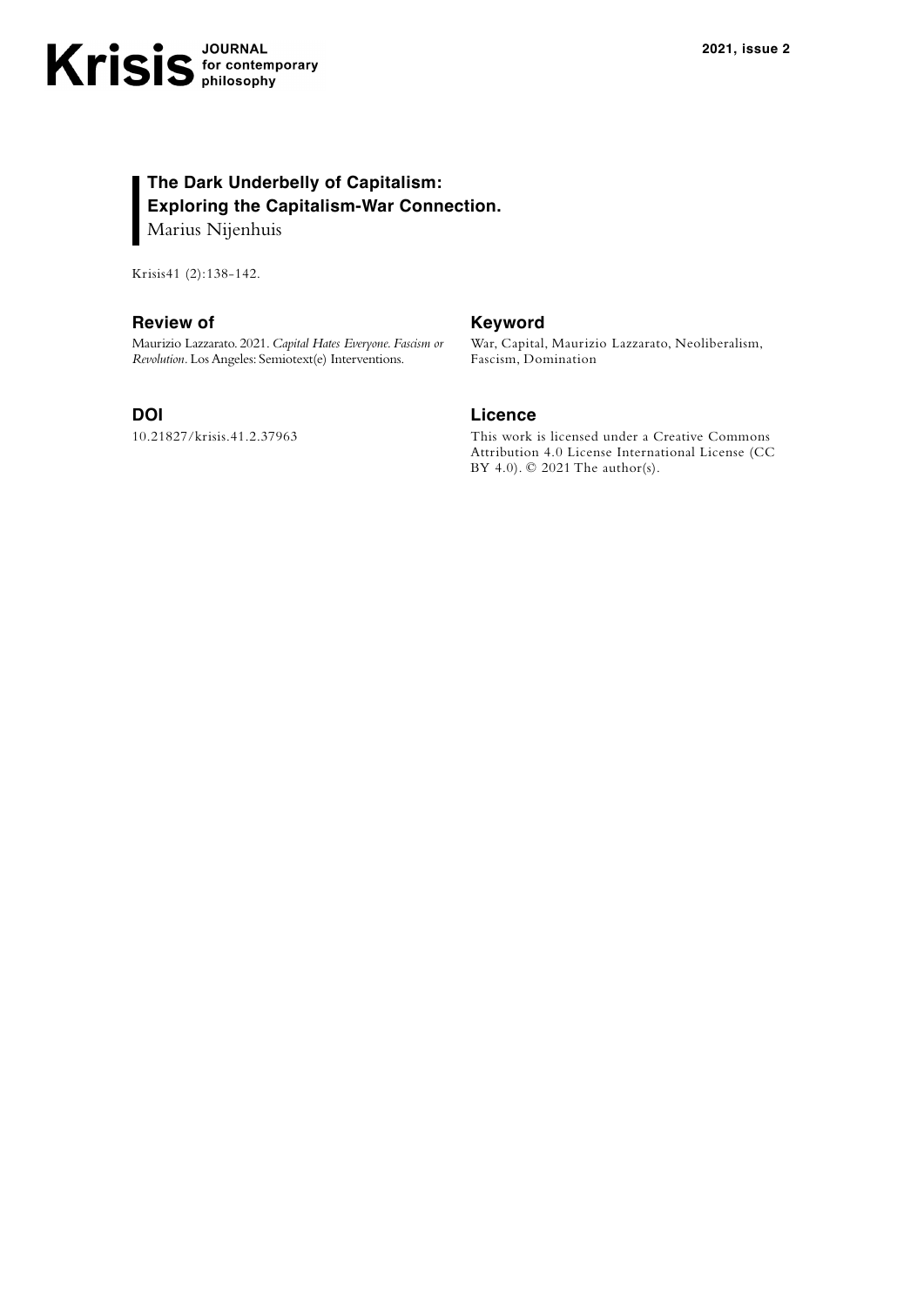# The Dark Underbelly of Capitalism: Exploring the Capitalism-War Connection.

Marius Nijenhuis

Krisis41 (2):138-142.

## Review of

Maurizio Lazzarato. 2021. *Capital Hates Everyone. Fascism or Revolution*. Los Angeles: Semiotext(e) Interventions.

## Keyword

War, Capital, Maurizio Lazzarato, Neoliberalism, Fascism, Domination

## DOI

10.21827/krisis.41.2.37963

## Licence

This work is licensed under a Creative Commons Attribution 4.0 License International License (CC BY 4.0). © 2021 The author(s).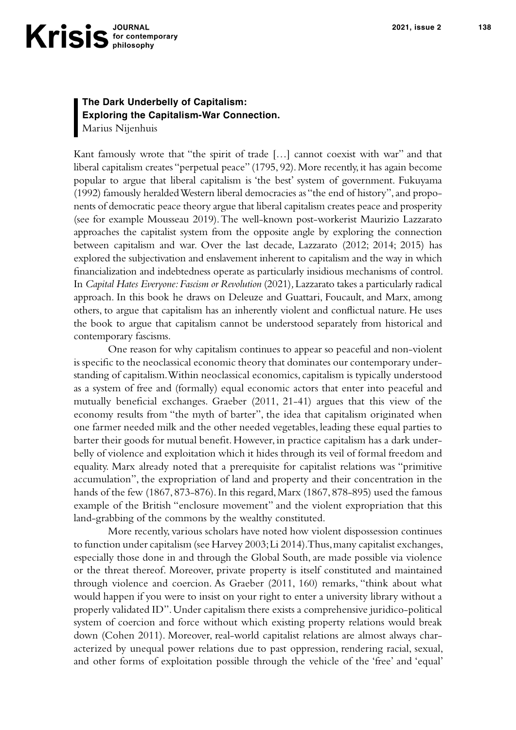## The Dark Underbelly of Capitalism: Exploring the Capitalism-War Connection.

Marius Nijenhuis

Kant famously wrote that "the spirit of trade […] cannot coexist with war" and that liberal capitalism creates "perpetual peace" (1795, 92). More recently, it has again become popular to argue that liberal capitalism is 'the best' system of government. Fukuyama (1992) famously heralded Western liberal democracies as "the end of history", and proponents of democratic peace theory argue that liberal capitalism creates peace and prosperity (see for example Mousseau 2019). The well-known post-workerist Maurizio Lazzarato approaches the capitalist system from the opposite angle by exploring the connection between capitalism and war. Over the last decade, Lazzarato (2012; 2014; 2015) has explored the subjectivation and enslavement inherent to capitalism and the way in which financialization and indebtedness operate as particularly insidious mechanisms of control. In *Capital Hates Everyone: Fascism or Revolution* (2021), Lazzarato takes a particularly radical approach. In this book he draws on Deleuze and Guattari, Foucault, and Marx, among others, to argue that capitalism has an inherently violent and conflictual nature. He uses the book to argue that capitalism cannot be understood separately from historical and contemporary fascisms.

One reason for why capitalism continues to appear so peaceful and non-violent is specific to the neoclassical economic theory that dominates our contemporary understanding of capitalism. Within neoclassical economics, capitalism is typically understood as a system of free and (formally) equal economic actors that enter into peaceful and mutually beneficial exchanges. Graeber (2011, 21-41) argues that this view of the economy results from "the myth of barter", the idea that capitalism originated when one farmer needed milk and the other needed vegetables, leading these equal parties to barter their goods for mutual benefit. However, in practice capitalism has a dark underbelly of violence and exploitation which it hides through its veil of formal freedom and equality. Marx already noted that a prerequisite for capitalist relations was "primitive accumulation", the expropriation of land and property and their concentration in the hands of the few (1867, 873-876). In this regard, Marx (1867, 878-895) used the famous example of the British "enclosure movement" and the violent expropriation that this land-grabbing of the commons by the wealthy constituted.

More recently, various scholars have noted how violent dispossession continues to function under capitalism (see Harvey 2003; Li 2014). Thus, many capitalist exchanges, especially those done in and through the Global South, are made possible via violence or the threat thereof. Moreover, private property is itself constituted and maintained through violence and coercion. As Graeber (2011, 160) remarks, "think about what would happen if you were to insist on your right to enter a university library without a properly validated ID". Under capitalism there exists a comprehensive juridico-political system of coercion and force without which existing property relations would break down (Cohen 2011). Moreover, real-world capitalist relations are almost always characterized by unequal power relations due to past oppression, rendering racial, sexual, and other forms of exploitation possible through the vehicle of the 'free' and 'equal'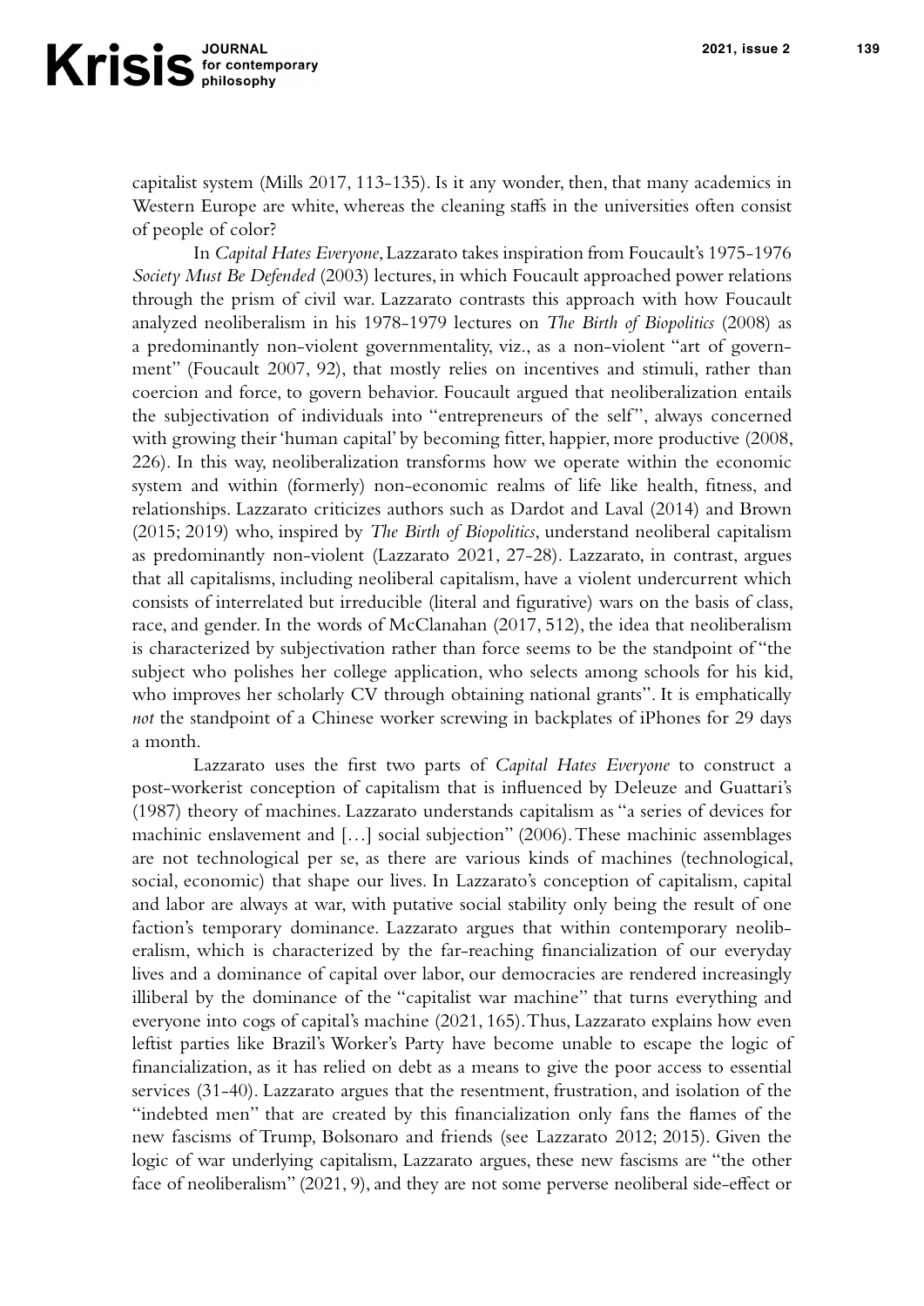capitalist system (Mills 2017, 113-135). Is it any wonder, then, that many academics in Western Europe are white, whereas the cleaning staffs in the universities often consist of people of color?

In *Capital Hates Everyone*, Lazzarato takes inspiration from Foucault's 1975-1976 *Society Must Be Defended* (2003) lectures, in which Foucault approached power relations through the prism of civil war. Lazzarato contrasts this approach with how Foucault analyzed neoliberalism in his 1978-1979 lectures on *The Birth of Biopolitics* (2008) as a predominantly non-violent governmentality, viz., as a non-violent "art of government" (Foucault 2007, 92), that mostly relies on incentives and stimuli, rather than coercion and force, to govern behavior. Foucault argued that neoliberalization entails the subjectivation of individuals into "entrepreneurs of the self", always concerned with growing their 'human capital' by becoming fitter, happier, more productive (2008, 226). In this way, neoliberalization transforms how we operate within the economic system and within (formerly) non-economic realms of life like health, fitness, and relationships. Lazzarato criticizes authors such as Dardot and Laval (2014) and Brown (2015; 2019) who, inspired by *The Birth of Biopolitics*, understand neoliberal capitalism as predominantly non-violent (Lazzarato 2021, 27-28). Lazzarato, in contrast, argues that all capitalisms, including neoliberal capitalism, have a violent undercurrent which consists of interrelated but irreducible (literal and figurative) wars on the basis of class, race, and gender. In the words of McClanahan (2017, 512), the idea that neoliberalism is characterized by subjectivation rather than force seems to be the standpoint of "the subject who polishes her college application, who selects among schools for his kid, who improves her scholarly CV through obtaining national grants". It is emphatically *not* the standpoint of a Chinese worker screwing in backplates of iPhones for 29 days a month.

Lazzarato uses the first two parts of *Capital Hates Everyone* to construct a post-workerist conception of capitalism that is influenced by Deleuze and Guattari's (1987) theory of machines. Lazzarato understands capitalism as "a series of devices for machinic enslavement and […] social subjection" (2006). These machinic assemblages are not technological per se, as there are various kinds of machines (technological, social, economic) that shape our lives. In Lazzarato's conception of capitalism, capital and labor are always at war, with putative social stability only being the result of one faction's temporary dominance. Lazzarato argues that within contemporary neoliberalism, which is characterized by the far-reaching financialization of our everyday lives and a dominance of capital over labor, our democracies are rendered increasingly illiberal by the dominance of the "capitalist war machine" that turns everything and everyone into cogs of capital's machine (2021, 165). Thus, Lazzarato explains how even leftist parties like Brazil's Worker's Party have become unable to escape the logic of financialization, as it has relied on debt as a means to give the poor access to essential services (31-40). Lazzarato argues that the resentment, frustration, and isolation of the "indebted men" that are created by this financialization only fans the flames of the new fascisms of Trump, Bolsonaro and friends (see Lazzarato 2012; 2015). Given the logic of war underlying capitalism, Lazzarato argues, these new fascisms are "the other face of neoliberalism" (2021, 9), and they are not some perverse neoliberal side-effect or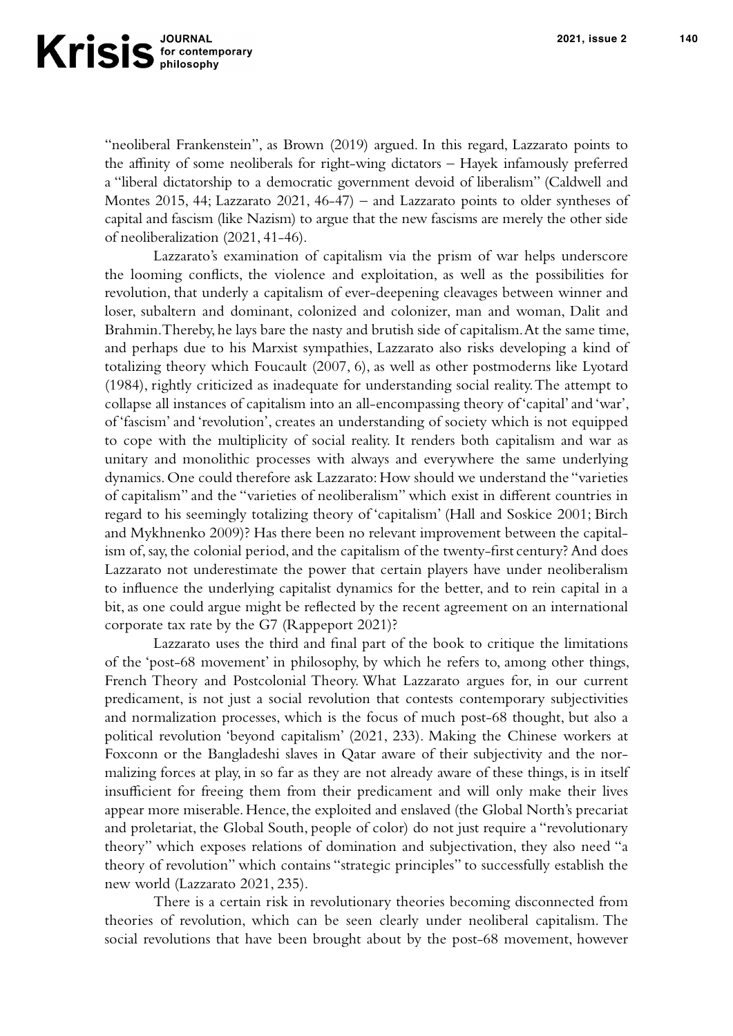"neoliberal Frankenstein", as Brown (2019) argued. In this regard, Lazzarato points to the affinity of some neoliberals for right-wing dictators – Hayek infamously preferred a "liberal dictatorship to a democratic government devoid of liberalism" (Caldwell and Montes 2015, 44; Lazzarato 2021, 46-47) – and Lazzarato points to older syntheses of capital and fascism (like Nazism) to argue that the new fascisms are merely the other side of neoliberalization (2021, 41-46).

Lazzarato's examination of capitalism via the prism of war helps underscore the looming conflicts, the violence and exploitation, as well as the possibilities for revolution, that underly a capitalism of ever-deepening cleavages between winner and loser, subaltern and dominant, colonized and colonizer, man and woman, Dalit and Brahmin. Thereby, he lays bare the nasty and brutish side of capitalism. At the same time, and perhaps due to his Marxist sympathies, Lazzarato also risks developing a kind of totalizing theory which Foucault (2007, 6), as well as other postmoderns like Lyotard (1984), rightly criticized as inadequate for understanding social reality. The attempt to collapse all instances of capitalism into an all-encompassing theory of 'capital' and 'war', of 'fascism' and 'revolution', creates an understanding of society which is not equipped to cope with the multiplicity of social reality. It renders both capitalism and war as unitary and monolithic processes with always and everywhere the same underlying dynamics. One could therefore ask Lazzarato: How should we understand the "varieties of capitalism" and the "varieties of neoliberalism" which exist in different countries in regard to his seemingly totalizing theory of 'capitalism' (Hall and Soskice 2001; Birch and Mykhnenko 2009)? Has there been no relevant improvement between the capitalism of, say, the colonial period, and the capitalism of the twenty-first century? And does Lazzarato not underestimate the power that certain players have under neoliberalism to influence the underlying capitalist dynamics for the better, and to rein capital in a bit, as one could argue might be reflected by the recent agreement on an international corporate tax rate by the G7 (Rappeport 2021)?

Lazzarato uses the third and final part of the book to critique the limitations of the 'post-68 movement' in philosophy, by which he refers to, among other things, French Theory and Postcolonial Theory. What Lazzarato argues for, in our current predicament, is not just a social revolution that contests contemporary subjectivities and normalization processes, which is the focus of much post-68 thought, but also a political revolution 'beyond capitalism' (2021, 233). Making the Chinese workers at Foxconn or the Bangladeshi slaves in Qatar aware of their subjectivity and the normalizing forces at play, in so far as they are not already aware of these things, is in itself insufficient for freeing them from their predicament and will only make their lives appear more miserable. Hence, the exploited and enslaved (the Global North's precariat and proletariat, the Global South, people of color) do not just require a "revolutionary theory" which exposes relations of domination and subjectivation, they also need "a theory of revolution" which contains "strategic principles" to successfully establish the new world (Lazzarato 2021, 235).

There is a certain risk in revolutionary theories becoming disconnected from theories of revolution, which can be seen clearly under neoliberal capitalism. The social revolutions that have been brought about by the post-68 movement, however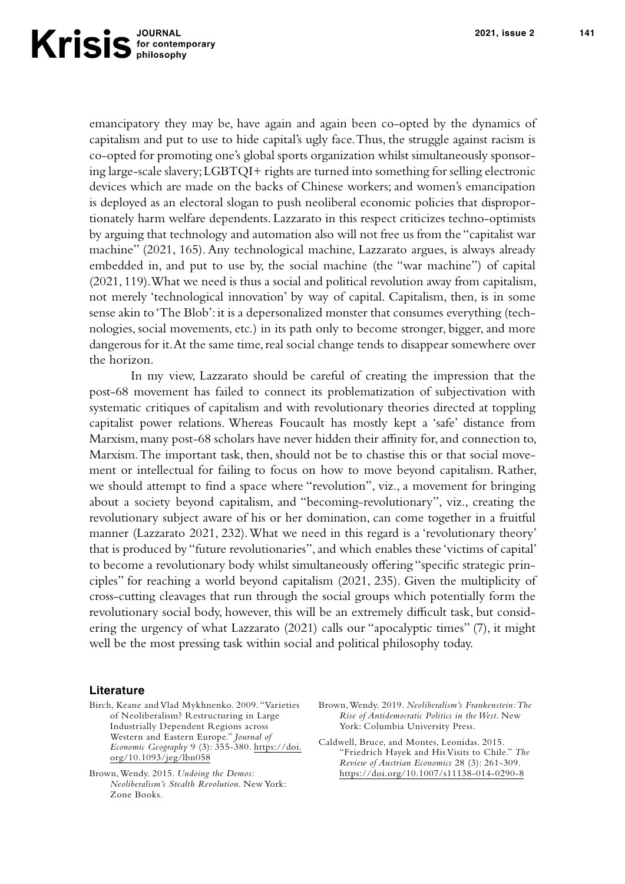emancipatory they may be, have again and again been co-opted by the dynamics of capitalism and put to use to hide capital's ugly face. Thus, the struggle against racism is co-opted for promoting one's global sports organization whilst simultaneously sponsoring large-scale slavery; LGBTQI+ rights are turned into something for selling electronic devices which are made on the backs of Chinese workers; and women's emancipation is deployed as an electoral slogan to push neoliberal economic policies that disproportionately harm welfare dependents. Lazzarato in this respect criticizes techno-optimists by arguing that technology and automation also will not free us from the "capitalist war machine" (2021, 165). Any technological machine, Lazzarato argues, is always already embedded in, and put to use by, the social machine (the "war machine") of capital (2021, 119). What we need is thus a social and political revolution away from capitalism, not merely 'technological innovation' by way of capital. Capitalism, then, is in some sense akin to 'The Blob': it is a depersonalized monster that consumes everything (technologies, social movements, etc.) in its path only to become stronger, bigger, and more dangerous for it. At the same time, real social change tends to disappear somewhere over the horizon.

In my view, Lazzarato should be careful of creating the impression that the post-68 movement has failed to connect its problematization of subjectivation with systematic critiques of capitalism and with revolutionary theories directed at toppling capitalist power relations. Whereas Foucault has mostly kept a 'safe' distance from Marxism, many post-68 scholars have never hidden their affinity for, and connection to, Marxism. The important task, then, should not be to chastise this or that social movement or intellectual for failing to focus on how to move beyond capitalism. Rather, we should attempt to find a space where "revolution", viz., a movement for bringing about a society beyond capitalism, and "becoming-revolutionary", viz., creating the revolutionary subject aware of his or her domination, can come together in a fruitful manner (Lazzarato 2021, 232). What we need in this regard is a 'revolutionary theory' that is produced by "future revolutionaries", and which enables these 'victims of capital' to become a revolutionary body whilst simultaneously offering "specific strategic principles" for reaching a world beyond capitalism (2021, 235). Given the multiplicity of cross-cutting cleavages that run through the social groups which potentially form the revolutionary social body, however, this will be an extremely difficult task, but considering the urgency of what Lazzarato (2021) calls our "apocalyptic times" (7), it might well be the most pressing task within social and political philosophy today.

## Literature

Birch, Keane and Vlad Mykhnenko. 2009. "Varieties of Neoliberalism? Restructuring in Large Industrially Dependent Regions across Western and Eastern Europe." *Journal of Economic Geography* 9 (3): 355-380. https://doi.org/10.1093/jeg/lbn058

Brown, Wendy. 2015. *Undoing the Demos: Neoliberalism's Stealth Revolution*. New York: Zone Books.

Brown, Wendy. 2019. *Neoliberalism's Frankenstein: The Rise of Antidemocratic Politics in the West*. New York: Columbia University Press.

Caldwell, Bruce, and Montes, Leonidas. 2015. "Friedrich Hayek and His Visits to Chile." *The Review of Austrian Economics* 28 (3): 261-309. https://doi.org/10.1007/s11138-014-0290-8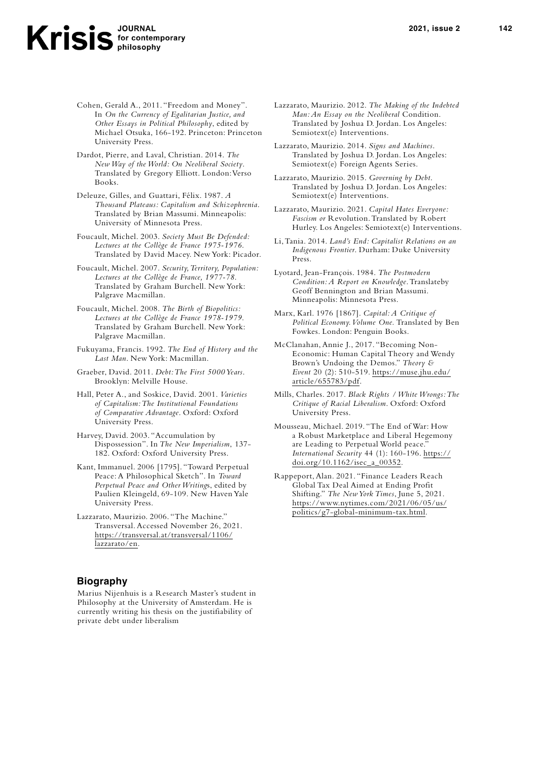Cohen, Gerald A., 2011. "Freedom and Money". In *On the Currency of Egalitarian Justice, and Other Essays in Political Philosophy*, edited by Michael Otsuka, 166-192. Princeton: Princeton University Press.

Dardot, Pierre, and Laval, Christian. 2014. *The New Way of the World: On Neoliberal Society*. Translated by Gregory Elliott. London: Verso Books.

Deleuze, Gilles, and Guattari, Félix. 1987. *A Thousand Plateaus: Capitalism and Schizophrenia*. Translated by Brian Massumi. Minneapolis: University of Minnesota Press.

Foucault, Michel. 2003. *Society Must Be Defended: Lectures at the Collège de France 1975-1976*. Translated by David Macey. New York: Picador.

Foucault, Michel. 2007. *Security, Territory, Population: Lectures at the Collège de France, 1977-78*. Translated by Graham Burchell. New York: Palgrave Macmillan.

Foucault, Michel. 2008. *The Birth of Biopolitics: Lectures at the Collège de France 1978-1979*. Translated by Graham Burchell. New York: Palgrave Macmillan.

Fukuyama, Francis. 1992. *The End of History and the Last Man*. New York: Macmillan.

Graeber, David. 2011. *Debt: The First 5000 Years*. Brooklyn: Melville House.

Hall, Peter A., and Soskice, David. 2001. *Varieties of Capitalism: The Institutional Foundations of Comparative Advantage*. Oxford: Oxford University Press.

Harvey, David. 2003. "Accumulation by Dispossession". In *The New Imperialism*, 137-182. Oxford: Oxford University Press.

Kant, Immanuel. 2006 [1795]. "Toward Perpetual Peace: A Philosophical Sketch". In *Toward Perpetual Peace and Other Writing*s, edited by Paulien Kleingeld, 69-109. New Haven Yale University Press.

Lazzarato, Maurizio. 2006. "The Machine." Transversal. Accessed November 26, 2021. https://transversal.at/transversal/1106/lazzarato/en.

Lazzarato, Maurizio. 2012. *The Making of the Indebted Man: An Essay on the Neoliberal* Condition. Translated by Joshua D. Jordan. Los Angeles: Semiotext(e) Interventions.

Lazzarato, Maurizio. 2014. *Signs and Machines*. Translated by Joshua D. Jordan. Los Angeles: Semiotext(e) Foreign Agents Series.

Lazzarato, Maurizio. 2015. *Governing by Debt*. Translated by Joshua D. Jordan. Los Angeles: Semiotext(e) Interventions.

Lazzarato, Maurizio. 2021. *Capital Hates Everyone: Fascism or* Revolution. Translated by Robert Hurley. Los Angeles: Semiotext(e) Interventions.

Li, Tania. 2014. *Land's End: Capitalist Relations on an Indigenous Frontier*. Durham: Duke University Press.

Lyotard, Jean-François. 1984. *The Postmodern Condition: A Report on Knowledge*. Translateby Geoff Bennington and Brian Massumi. Minneapolis: Minnesota Press.

Marx, Karl. 1976 [1867]. *Capital: A Critique of Political Economy. Volume One*. Translated by Ben Fowkes. London: Penguin Books.

McClanahan, Annie J., 2017. "Becoming Non-Economic: Human Capital Theory and Wendy Brown's Undoing the Demos." *Theory & Event* 20 (2): 510-519. https://muse.jhu.edu/article/655783/pdf.

Mills, Charles. 2017. *Black Rights / White Wrongs: The Critique of Racial Liberalism*. Oxford: Oxford University Press.

Mousseau, Michael. 2019. "The End of War: How a Robust Marketplace and Liberal Hegemony are Leading to Perpetual World peace." *International Security* 44 (1): 160-196. https://doi.org/10.1162/isec_a_00352.

Rappeport, Alan. 2021. "Finance Leaders Reach Global Tax Deal Aimed at Ending Profit Shifting." *The New York Times*, June 5, 2021. https://www.nytimes.com/2021/06/05/us/politics/g7-global-minimum-tax.html.

## Biography

Marius Nijenhuis is a Research Master's student in Philosophy at the University of Amsterdam. He is currently writing his thesis on the justifiability of private debt under liberalism